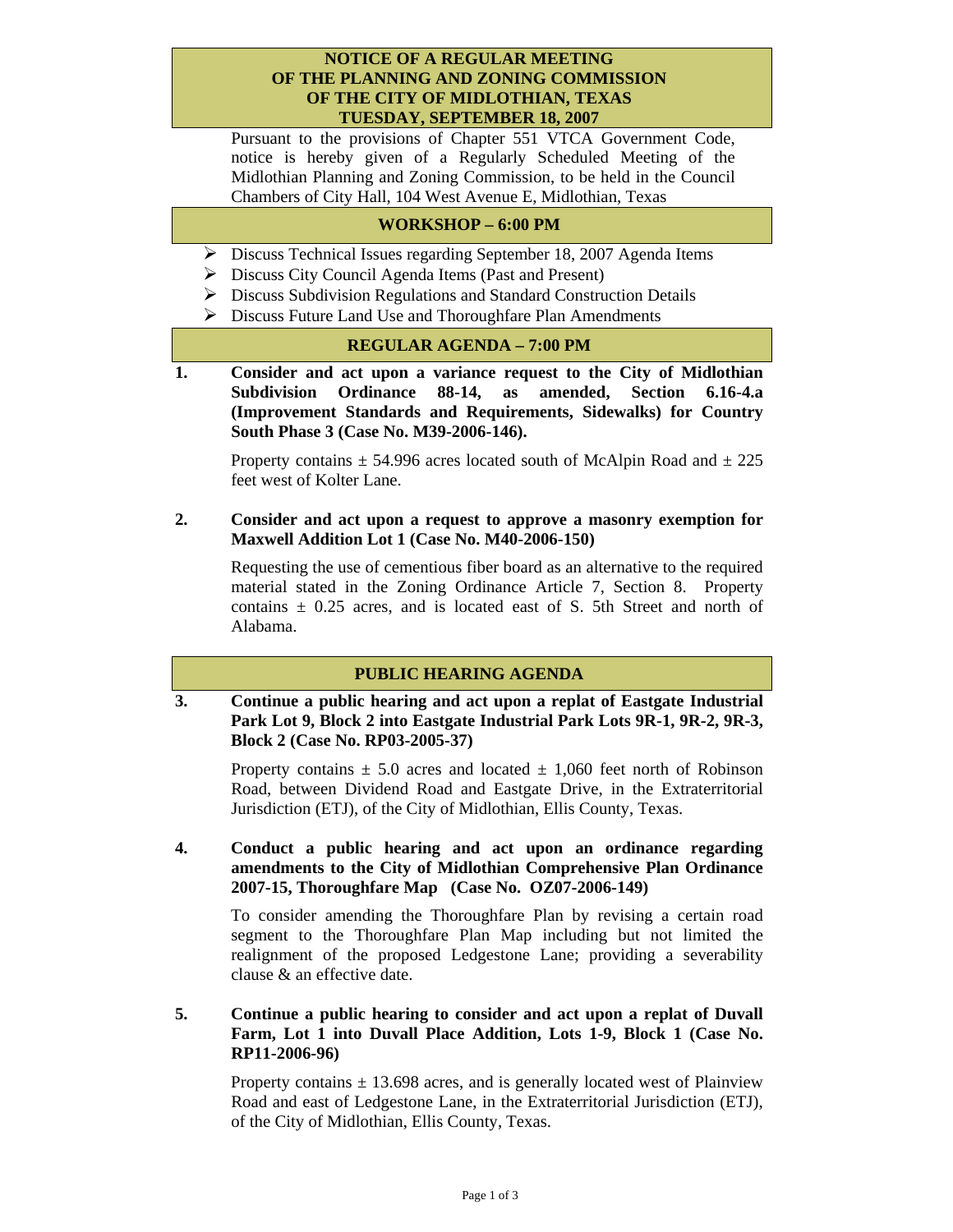# NOTICE OF A REGULAR MEETING OF THE PLANNING AND ZONING COMMISSION OF THE CITY OF MIDLOTHIAN, TEXAS TUESDAY, SEPTEMBER 18, 2007

Pursuant to the provisions of Chapter 551 VTCA Government Code, notice is hereby given of a Regularly Scheduled Meeting of the Midlothian Planning and Zoning Commission, to be held in the Council Chambers of City Hall, 104 West Avenue E, Midlothian, Texas

## WORKSHOP – 6:00 PM

- Discuss Technical Issues regarding September 18, 2007 Agenda Items
- Discuss City Council Agenda Items (Past and Present)
- Discuss Subdivision Regulations and Standard Construction Details
- Discuss Future Land Use and Thoroughfare Plan Amendments

## REGULAR AGENDA – 7:00 PM

**1. Consider and act upon a variance request to the City of Midlothian Subdivision Ordinance 88-14, as amended, Section 6.16-4.a (Improvement Standards and Requirements, Sidewalks) for Country South Phase 3 (Case No. M39-2006-146).**

Property contains ± 54.996 acres located south of McAlpin Road and ± 225 feet west of Kolter Lane.

**2. Consider and act upon a request to approve a masonry exemption for Maxwell Addition Lot 1 (Case No. M40-2006-150)**

Requesting the use of cementious fiber board as an alternative to the required material stated in the Zoning Ordinance Article 7, Section 8. Property contains ± 0.25 acres, and is located east of S. 5th Street and north of Alabama.

## PUBLIC HEARING AGENDA

**3. Continue a public hearing and act upon a replat of Eastgate Industrial Park Lot 9, Block 2 into Eastgate Industrial Park Lots 9R-1, 9R-2, 9R-3, Block 2 (Case No. RP03-2005-37)**

Property contains ± 5.0 acres and located ± 1,060 feet north of Robinson Road, between Dividend Road and Eastgate Drive, in the Extraterritorial Jurisdiction (ETJ), of the City of Midlothian, Ellis County, Texas.

**4. Conduct a public hearing and act upon an ordinance regarding amendments to the City of Midlothian Comprehensive Plan Ordinance 2007-15, Thoroughfare Map (Case No. OZ07-2006-149)**

To consider amending the Thoroughfare Plan by revising a certain road segment to the Thoroughfare Plan Map including but not limited the realignment of the proposed Ledgestone Lane; providing a severability clause & an effective date.

**5. Continue a public hearing to consider and act upon a replat of Duvall Farm, Lot 1 into Duvall Place Addition, Lots 1-9, Block 1 (Case No. RP11-2006-96)**

Property contains ± 13.698 acres, and is generally located west of Plainview Road and east of Ledgestone Lane, in the Extraterritorial Jurisdiction (ETJ), of the City of Midlothian, Ellis County, Texas.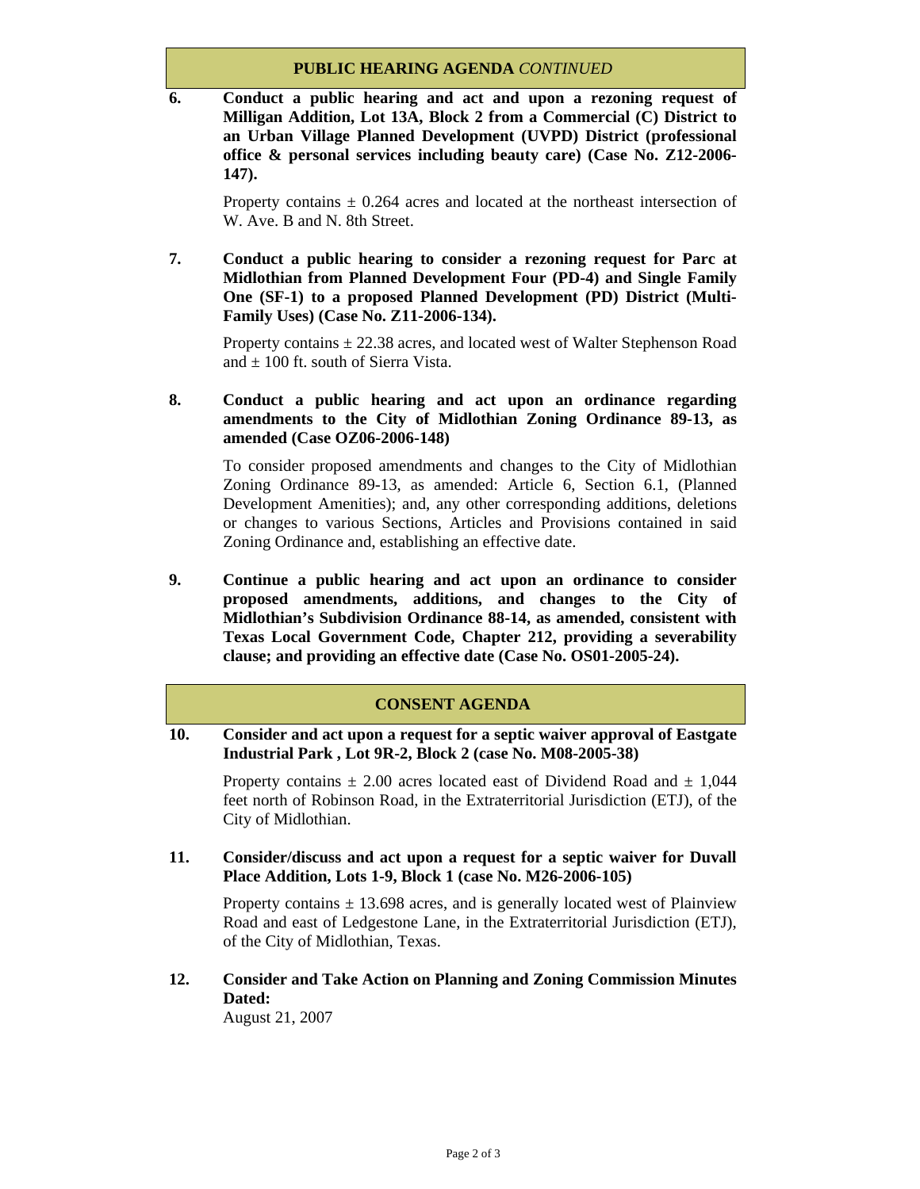## PUBLIC HEARING AGENDA *CONTINUED*

**6. Conduct a public hearing and act and upon a rezoning request of Milligan Addition, Lot 13A, Block 2 from a Commercial (C) District to an Urban Village Planned Development (UVPD) District (professional office & personal services including beauty care) (Case No. Z12-2006-147).**

Property contains ± 0.264 acres and located at the northeast intersection of W. Ave. B and N. 8th Street.

**7. Conduct a public hearing to consider a rezoning request for Parc at Midlothian from Planned Development Four (PD-4) and Single Family One (SF-1) to a proposed Planned Development (PD) District (Multi-Family Uses) (Case No. Z11-2006-134).**

Property contains ± 22.38 acres, and located west of Walter Stephenson Road and ± 100 ft. south of Sierra Vista.

**8. Conduct a public hearing and act upon an ordinance regarding amendments to the City of Midlothian Zoning Ordinance 89-13, as amended (Case OZ06-2006-148)**

To consider proposed amendments and changes to the City of Midlothian Zoning Ordinance 89-13, as amended: Article 6, Section 6.1, (Planned Development Amenities); and, any other corresponding additions, deletions or changes to various Sections, Articles and Provisions contained in said Zoning Ordinance and, establishing an effective date.

**9. Continue a public hearing and act upon an ordinance to consider proposed amendments, additions, and changes to the City of Midlothian's Subdivision Ordinance 88-14, as amended, consistent with Texas Local Government Code, Chapter 212, providing a severability clause; and providing an effective date (Case No. OS01-2005-24).**

## CONSENT AGENDA

**10. Consider and act upon a request for a septic waiver approval of Eastgate Industrial Park , Lot 9R-2, Block 2 (case No. M08-2005-38)**

Property contains ± 2.00 acres located east of Dividend Road and ± 1,044 feet north of Robinson Road, in the Extraterritorial Jurisdiction (ETJ), of the City of Midlothian.

**11. Consider/discuss and act upon a request for a septic waiver for Duvall Place Addition, Lots 1-9, Block 1 (case No. M26-2006-105)**

Property contains ± 13.698 acres, and is generally located west of Plainview Road and east of Ledgestone Lane, in the Extraterritorial Jurisdiction (ETJ), of the City of Midlothian, Texas.

**12. Consider and Take Action on Planning and Zoning Commission Minutes Dated:**
August 21, 2007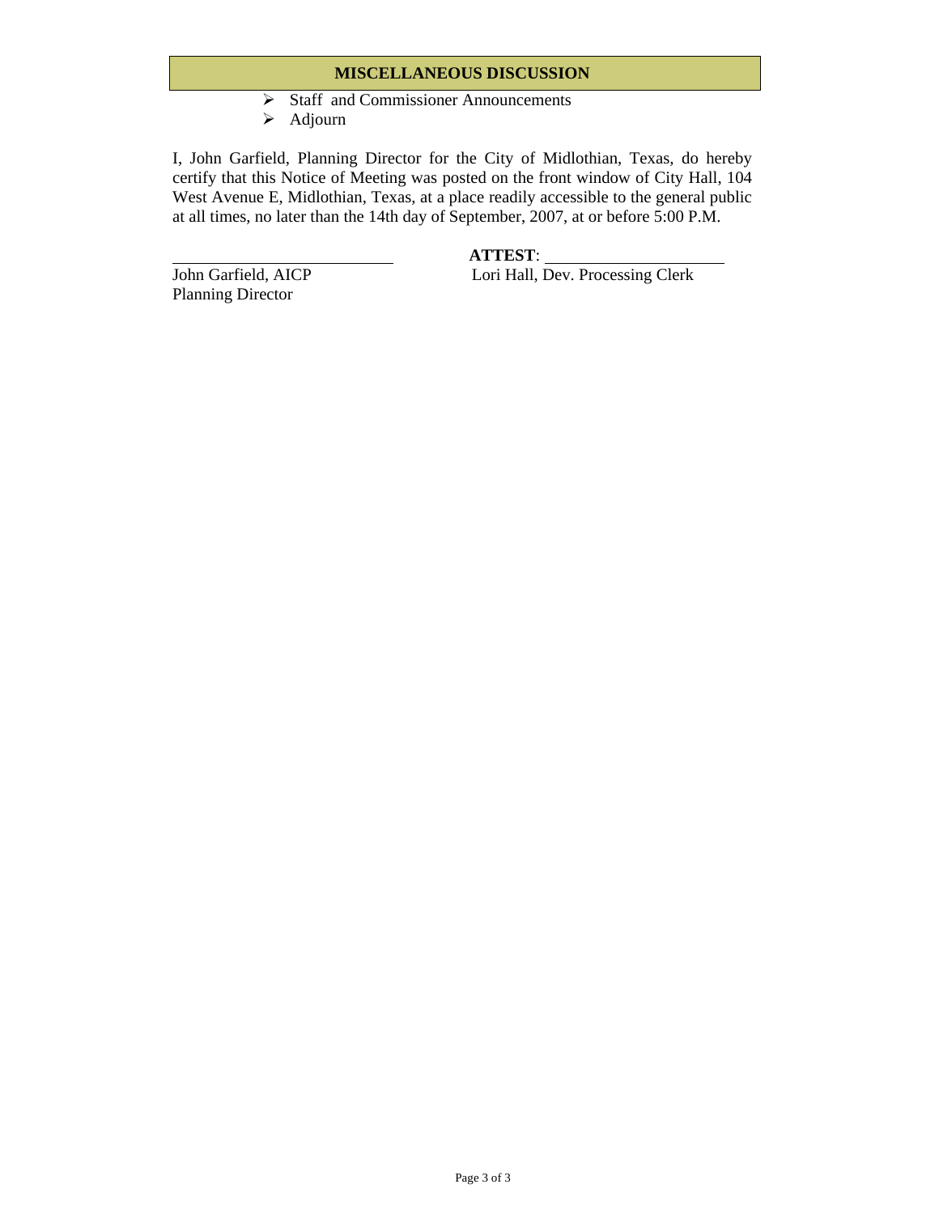## MISCELLANEOUS DISCUSSION

- Staff and Commissioner Announcements
- Adjourn

I, John Garfield, Planning Director for the City of Midlothian, Texas, do hereby certify that this Notice of Meeting was posted on the front window of City Hall, 104 West Avenue E, Midlothian, Texas, at a place readily accessible to the general public at all times, no later than the 14th day of September, 2007, at or before 5:00 P.M.

\_\_\_\_\_\_\_\_\_\_\_\_\_\_\_\_\_\_\_\_\_\_\_\_\_\_
John Garfield, AICP
Planning Director

**ATTEST**: \_\_\_\_\_\_\_\_\_\_\_\_\_\_\_\_\_\_\_\_\_\_
Lori Hall, Dev. Processing Clerk